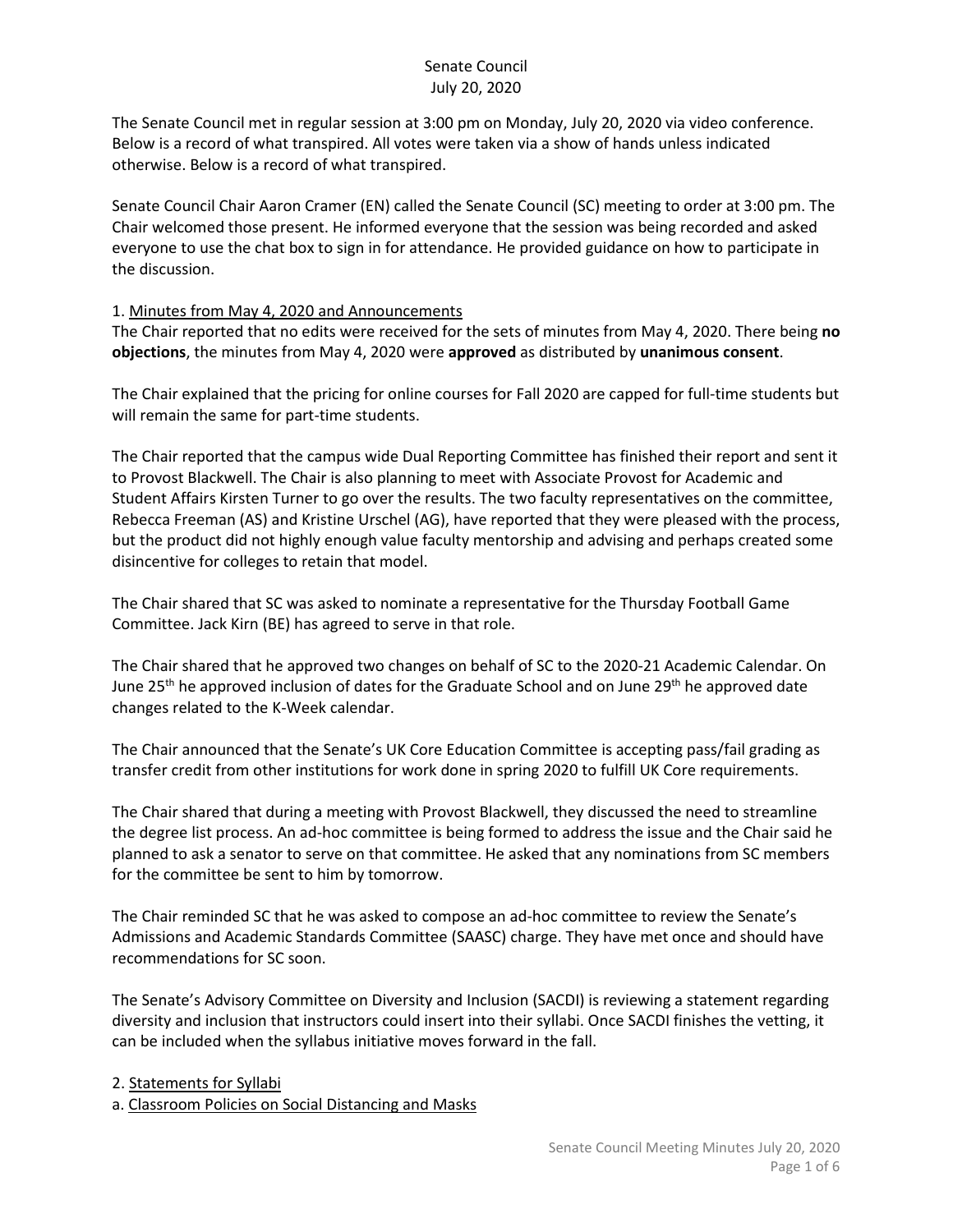# Senate Council
July 20, 2020

The Senate Council met in regular session at 3:00 pm on Monday, July 20, 2020 via video conference. Below is a record of what transpired. All votes were taken via a show of hands unless indicated otherwise. Below is a record of what transpired.

Senate Council Chair Aaron Cramer (EN) called the Senate Council (SC) meeting to order at 3:00 pm. The Chair welcomed those present. He informed everyone that the session was being recorded and asked everyone to use the chat box to sign in for attendance. He provided guidance on how to participate in the discussion.

1. Minutes from May 4, 2020 and Announcements

The Chair reported that no edits were received for the sets of minutes from May 4, 2020. There being **no objections**, the minutes from May 4, 2020 were **approved** as distributed by **unanimous consent**.

The Chair explained that the pricing for online courses for Fall 2020 are capped for full-time students but will remain the same for part-time students.

The Chair reported that the campus wide Dual Reporting Committee has finished their report and sent it to Provost Blackwell. The Chair is also planning to meet with Associate Provost for Academic and Student Affairs Kirsten Turner to go over the results. The two faculty representatives on the committee, Rebecca Freeman (AS) and Kristine Urschel (AG), have reported that they were pleased with the process, but the product did not highly enough value faculty mentorship and advising and perhaps created some disincentive for colleges to retain that model.

The Chair shared that SC was asked to nominate a representative for the Thursday Football Game Committee. Jack Kirn (BE) has agreed to serve in that role.

The Chair shared that he approved two changes on behalf of SC to the 2020-21 Academic Calendar. On June 25th he approved inclusion of dates for the Graduate School and on June 29th he approved date changes related to the K-Week calendar.

The Chair announced that the Senate's UK Core Education Committee is accepting pass/fail grading as transfer credit from other institutions for work done in spring 2020 to fulfill UK Core requirements.

The Chair shared that during a meeting with Provost Blackwell, they discussed the need to streamline the degree list process. An ad-hoc committee is being formed to address the issue and the Chair said he planned to ask a senator to serve on that committee. He asked that any nominations from SC members for the committee be sent to him by tomorrow.

The Chair reminded SC that he was asked to compose an ad-hoc committee to review the Senate's Admissions and Academic Standards Committee (SAASC) charge. They have met once and should have recommendations for SC soon.

The Senate's Advisory Committee on Diversity and Inclusion (SACDI) is reviewing a statement regarding diversity and inclusion that instructors could insert into their syllabi. Once SACDI finishes the vetting, it can be included when the syllabus initiative moves forward in the fall.

2. Statements for Syllabi

a. Classroom Policies on Social Distancing and Masks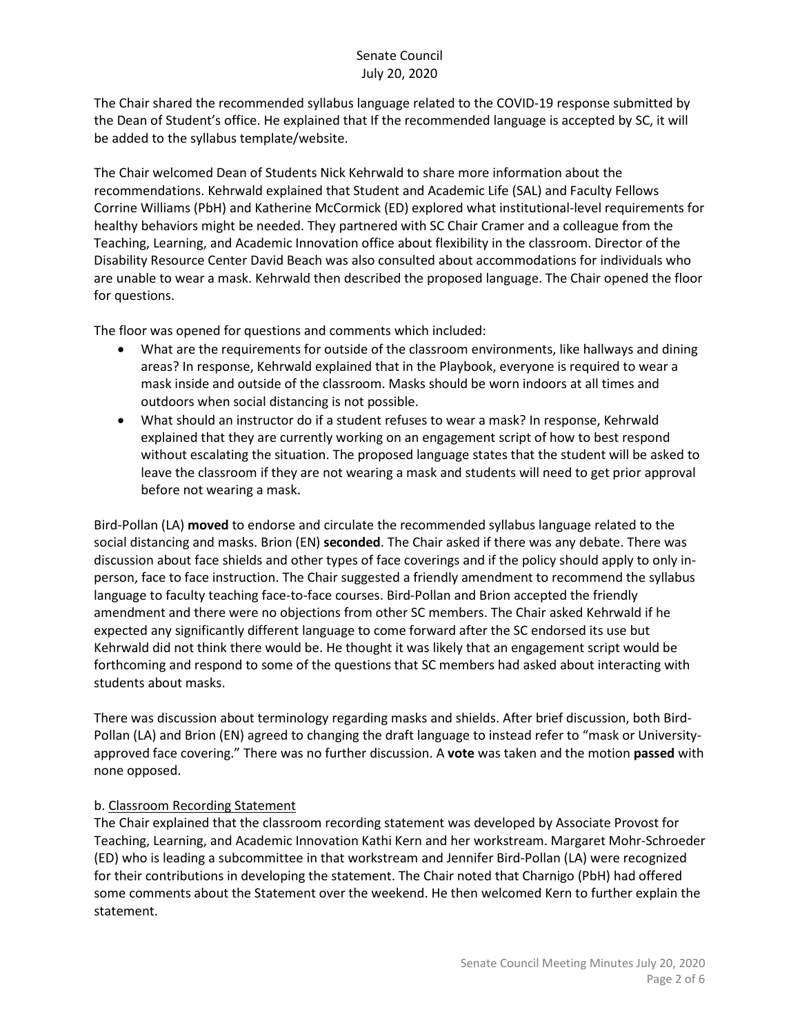The Chair shared the recommended syllabus language related to the COVID-19 response submitted by the Dean of Student's office. He explained that If the recommended language is accepted by SC, it will be added to the syllabus template/website.

The Chair welcomed Dean of Students Nick Kehrwald to share more information about the recommendations. Kehrwald explained that Student and Academic Life (SAL) and Faculty Fellows Corrine Williams (PbH) and Katherine McCormick (ED) explored what institutional-level requirements for healthy behaviors might be needed. They partnered with SC Chair Cramer and a colleague from the Teaching, Learning, and Academic Innovation office about flexibility in the classroom. Director of the Disability Resource Center David Beach was also consulted about accommodations for individuals who are unable to wear a mask. Kehrwald then described the proposed language. The Chair opened the floor for questions.

The floor was opened for questions and comments which included:

- What are the requirements for outside of the classroom environments, like hallways and dining areas? In response, Kehrwald explained that in the Playbook, everyone is required to wear a mask inside and outside of the classroom. Masks should be worn indoors at all times and outdoors when social distancing is not possible.
- What should an instructor do if a student refuses to wear a mask? In response, Kehrwald explained that they are currently working on an engagement script of how to best respond without escalating the situation. The proposed language states that the student will be asked to leave the classroom if they are not wearing a mask and students will need to get prior approval before not wearing a mask.

Bird-Pollan (LA) **moved** to endorse and circulate the recommended syllabus language related to the social distancing and masks. Brion (EN) **seconded**. The Chair asked if there was any debate. There was discussion about face shields and other types of face coverings and if the policy should apply to only in-person, face to face instruction. The Chair suggested a friendly amendment to recommend the syllabus language to faculty teaching face-to-face courses. Bird-Pollan and Brion accepted the friendly amendment and there were no objections from other SC members. The Chair asked Kehrwald if he expected any significantly different language to come forward after the SC endorsed its use but Kehrwald did not think there would be. He thought it was likely that an engagement script would be forthcoming and respond to some of the questions that SC members had asked about interacting with students about masks.

There was discussion about terminology regarding masks and shields. After brief discussion, both Bird-Pollan (LA) and Brion (EN) agreed to changing the draft language to instead refer to "mask or University-approved face covering." There was no further discussion. A **vote** was taken and the motion **passed** with none opposed.

b. Classroom Recording Statement

The Chair explained that the classroom recording statement was developed by Associate Provost for Teaching, Learning, and Academic Innovation Kathi Kern and her workstream. Margaret Mohr-Schroeder (ED) who is leading a subcommittee in that workstream and Jennifer Bird-Pollan (LA) were recognized for their contributions in developing the statement. The Chair noted that Charnigo (PbH) had offered some comments about the Statement over the weekend. He then welcomed Kern to further explain the statement.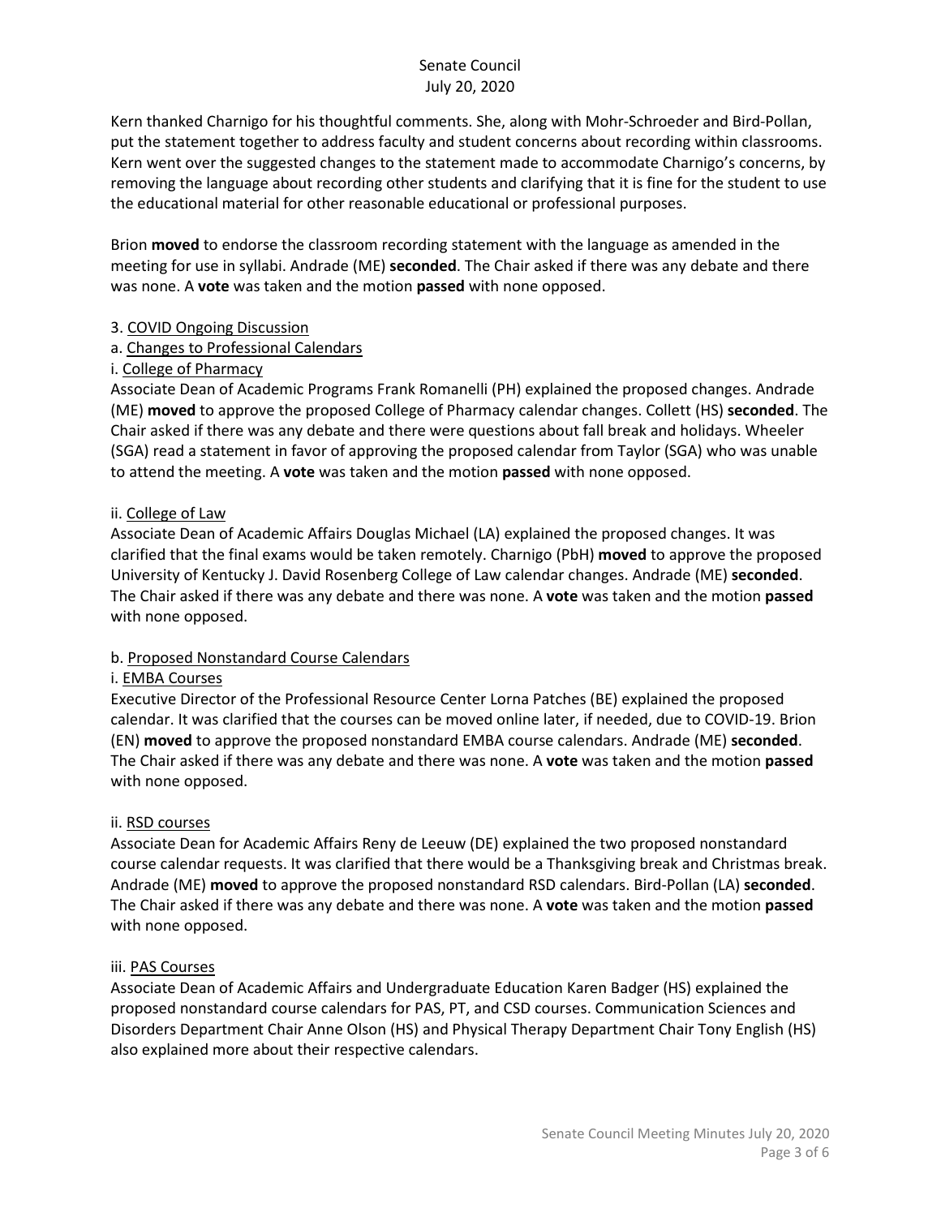Kern thanked Charnigo for his thoughtful comments. She, along with Mohr-Schroeder and Bird-Pollan, put the statement together to address faculty and student concerns about recording within classrooms. Kern went over the suggested changes to the statement made to accommodate Charnigo's concerns, by removing the language about recording other students and clarifying that it is fine for the student to use the educational material for other reasonable educational or professional purposes.

Brion **moved** to endorse the classroom recording statement with the language as amended in the meeting for use in syllabi. Andrade (ME) **seconded**. The Chair asked if there was any debate and there was none. A **vote** was taken and the motion **passed** with none opposed.

3. <u>COVID Ongoing Discussion</u>

a. <u>Changes to Professional Calendars</u>

i. <u>College of Pharmacy</u>

Associate Dean of Academic Programs Frank Romanelli (PH) explained the proposed changes. Andrade (ME) **moved** to approve the proposed College of Pharmacy calendar changes. Collett (HS) **seconded**. The Chair asked if there was any debate and there were questions about fall break and holidays. Wheeler (SGA) read a statement in favor of approving the proposed calendar from Taylor (SGA) who was unable to attend the meeting. A **vote** was taken and the motion **passed** with none opposed.

ii. <u>College of Law</u>

Associate Dean of Academic Affairs Douglas Michael (LA) explained the proposed changes. It was clarified that the final exams would be taken remotely. Charnigo (PbH) **moved** to approve the proposed University of Kentucky J. David Rosenberg College of Law calendar changes. Andrade (ME) **seconded**. The Chair asked if there was any debate and there was none. A **vote** was taken and the motion **passed** with none opposed.

b. <u>Proposed Nonstandard Course Calendars</u>

i. <u>EMBA Courses</u>

Executive Director of the Professional Resource Center Lorna Patches (BE) explained the proposed calendar. It was clarified that the courses can be moved online later, if needed, due to COVID-19. Brion (EN) **moved** to approve the proposed nonstandard EMBA course calendars. Andrade (ME) **seconded**. The Chair asked if there was any debate and there was none. A **vote** was taken and the motion **passed** with none opposed.

ii. <u>RSD courses</u>

Associate Dean for Academic Affairs Reny de Leeuw (DE) explained the two proposed nonstandard course calendar requests. It was clarified that there would be a Thanksgiving break and Christmas break. Andrade (ME) **moved** to approve the proposed nonstandard RSD calendars. Bird-Pollan (LA) **seconded**. The Chair asked if there was any debate and there was none. A **vote** was taken and the motion **passed** with none opposed.

iii. <u>PAS Courses</u>

Associate Dean of Academic Affairs and Undergraduate Education Karen Badger (HS) explained the proposed nonstandard course calendars for PAS, PT, and CSD courses. Communication Sciences and Disorders Department Chair Anne Olson (HS) and Physical Therapy Department Chair Tony English (HS) also explained more about their respective calendars.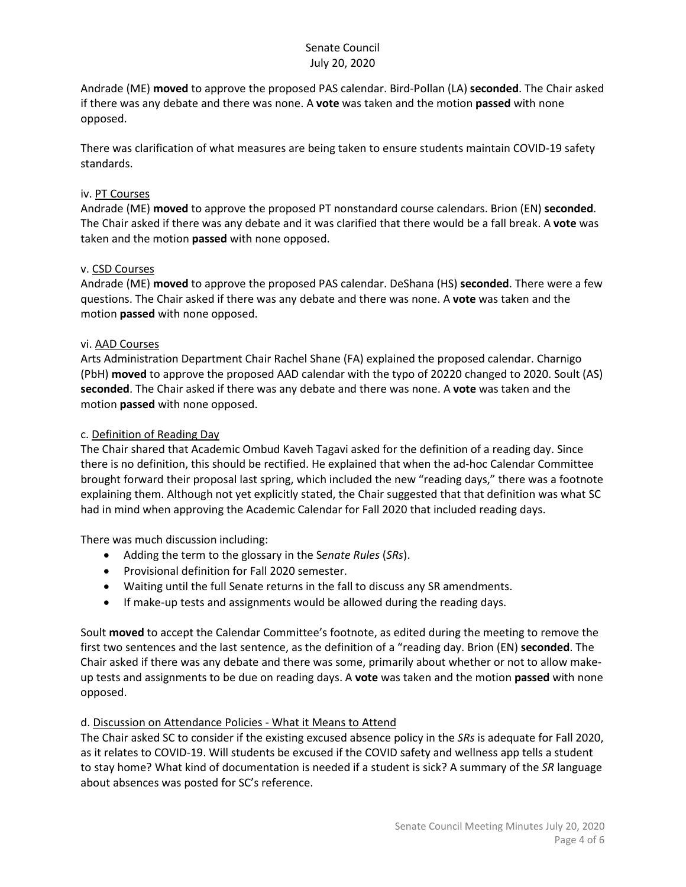Andrade (ME) **moved** to approve the proposed PAS calendar. Bird-Pollan (LA) **seconded**. The Chair asked if there was any debate and there was none. A **vote** was taken and the motion **passed** with none opposed.

There was clarification of what measures are being taken to ensure students maintain COVID-19 safety standards.

iv. PT Courses

Andrade (ME) **moved** to approve the proposed PT nonstandard course calendars. Brion (EN) **seconded**. The Chair asked if there was any debate and it was clarified that there would be a fall break. A **vote** was taken and the motion **passed** with none opposed.

v. CSD Courses

Andrade (ME) **moved** to approve the proposed PAS calendar. DeShana (HS) **seconded**. There were a few questions. The Chair asked if there was any debate and there was none. A **vote** was taken and the motion **passed** with none opposed.

vi. AAD Courses

Arts Administration Department Chair Rachel Shane (FA) explained the proposed calendar. Charnigo (PbH) **moved** to approve the proposed AAD calendar with the typo of 20220 changed to 2020. Soult (AS) **seconded**. The Chair asked if there was any debate and there was none. A **vote** was taken and the motion **passed** with none opposed.

c. Definition of Reading Day

The Chair shared that Academic Ombud Kaveh Tagavi asked for the definition of a reading day. Since there is no definition, this should be rectified. He explained that when the ad-hoc Calendar Committee brought forward their proposal last spring, which included the new "reading days," there was a footnote explaining them. Although not yet explicitly stated, the Chair suggested that that definition was what SC had in mind when approving the Academic Calendar for Fall 2020 that included reading days.

There was much discussion including:

- Adding the term to the glossary in the S*enate Rules* (*SRs*).
- Provisional definition for Fall 2020 semester.
- Waiting until the full Senate returns in the fall to discuss any SR amendments.
- If make-up tests and assignments would be allowed during the reading days.

Soult **moved** to accept the Calendar Committee's footnote, as edited during the meeting to remove the first two sentences and the last sentence, as the definition of a "reading day. Brion (EN) **seconded**. The Chair asked if there was any debate and there was some, primarily about whether or not to allow make-up tests and assignments to be due on reading days. A **vote** was taken and the motion **passed** with none opposed.

d. Discussion on Attendance Policies - What it Means to Attend

The Chair asked SC to consider if the existing excused absence policy in the *SRs* is adequate for Fall 2020, as it relates to COVID-19. Will students be excused if the COVID safety and wellness app tells a student to stay home? What kind of documentation is needed if a student is sick? A summary of the *SR* language about absences was posted for SC's reference.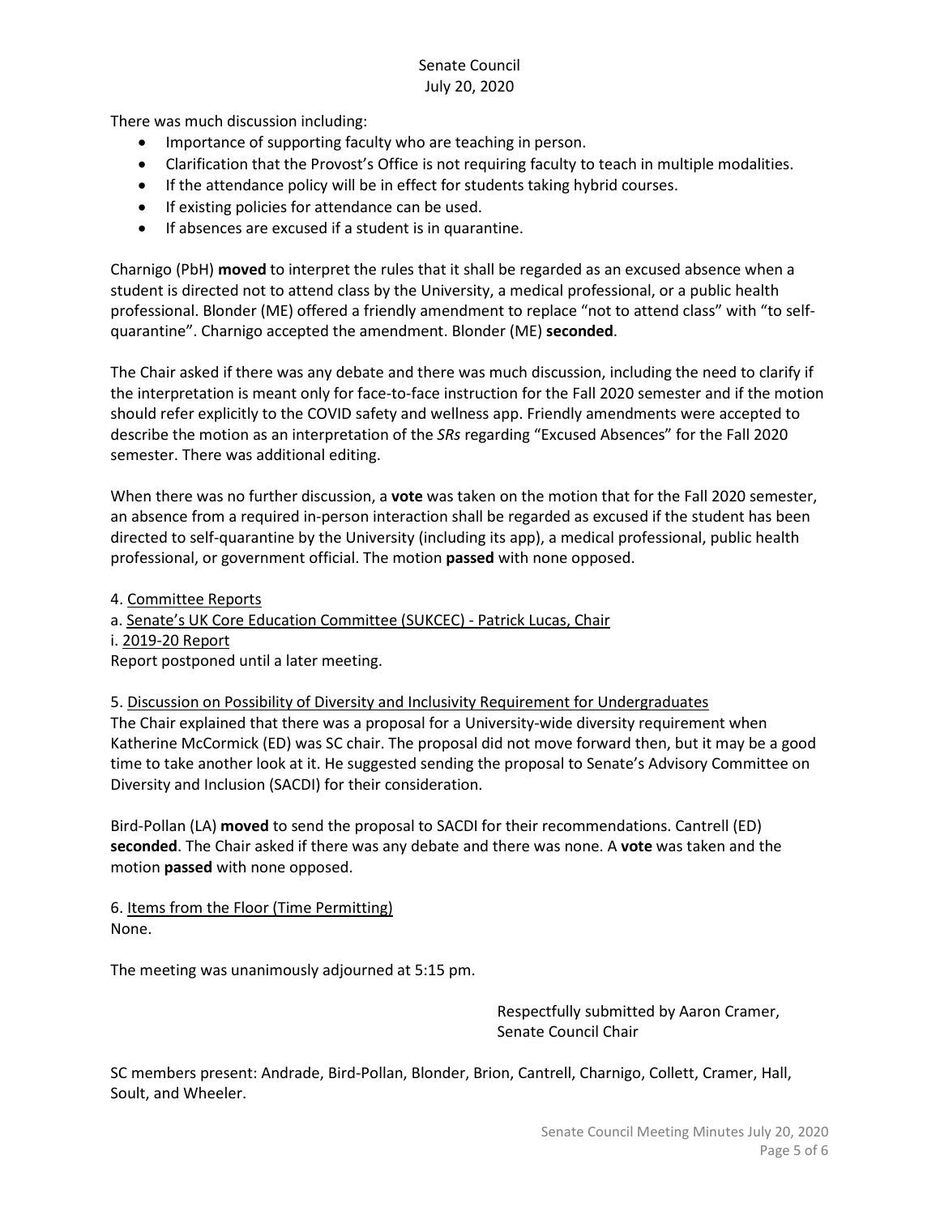There was much discussion including:

- Importance of supporting faculty who are teaching in person.
- Clarification that the Provost's Office is not requiring faculty to teach in multiple modalities.
- If the attendance policy will be in effect for students taking hybrid courses.
- If existing policies for attendance can be used.
- If absences are excused if a student is in quarantine.

Charnigo (PbH) **moved** to interpret the rules that it shall be regarded as an excused absence when a student is directed not to attend class by the University, a medical professional, or a public health professional. Blonder (ME) offered a friendly amendment to replace "not to attend class" with "to self-quarantine". Charnigo accepted the amendment. Blonder (ME) **seconded**.

The Chair asked if there was any debate and there was much discussion, including the need to clarify if the interpretation is meant only for face-to-face instruction for the Fall 2020 semester and if the motion should refer explicitly to the COVID safety and wellness app. Friendly amendments were accepted to describe the motion as an interpretation of the *SRs* regarding "Excused Absences" for the Fall 2020 semester. There was additional editing.

When there was no further discussion, a **vote** was taken on the motion that for the Fall 2020 semester, an absence from a required in-person interaction shall be regarded as excused if the student has been directed to self-quarantine by the University (including its app), a medical professional, public health professional, or government official. The motion **passed** with none opposed.

4. <u>Committee Reports</u>
a. <u>Senate's UK Core Education Committee (SUKCEC) - Patrick Lucas, Chair</u>
i. <u>2019-20 Report</u>
Report postponed until a later meeting.

5. <u>Discussion on Possibility of Diversity and Inclusivity Requirement for Undergraduates</u>
The Chair explained that there was a proposal for a University-wide diversity requirement when Katherine McCormick (ED) was SC chair. The proposal did not move forward then, but it may be a good time to take another look at it. He suggested sending the proposal to Senate's Advisory Committee on Diversity and Inclusion (SACDI) for their consideration.

Bird-Pollan (LA) **moved** to send the proposal to SACDI for their recommendations. Cantrell (ED) **seconded**. The Chair asked if there was any debate and there was none. A **vote** was taken and the motion **passed** with none opposed.

6. <u>Items from the Floor (Time Permitting)</u>
None.

The meeting was unanimously adjourned at 5:15 pm.

Respectfully submitted by Aaron Cramer,
Senate Council Chair

SC members present: Andrade, Bird-Pollan, Blonder, Brion, Cantrell, Charnigo, Collett, Cramer, Hall, Soult, and Wheeler.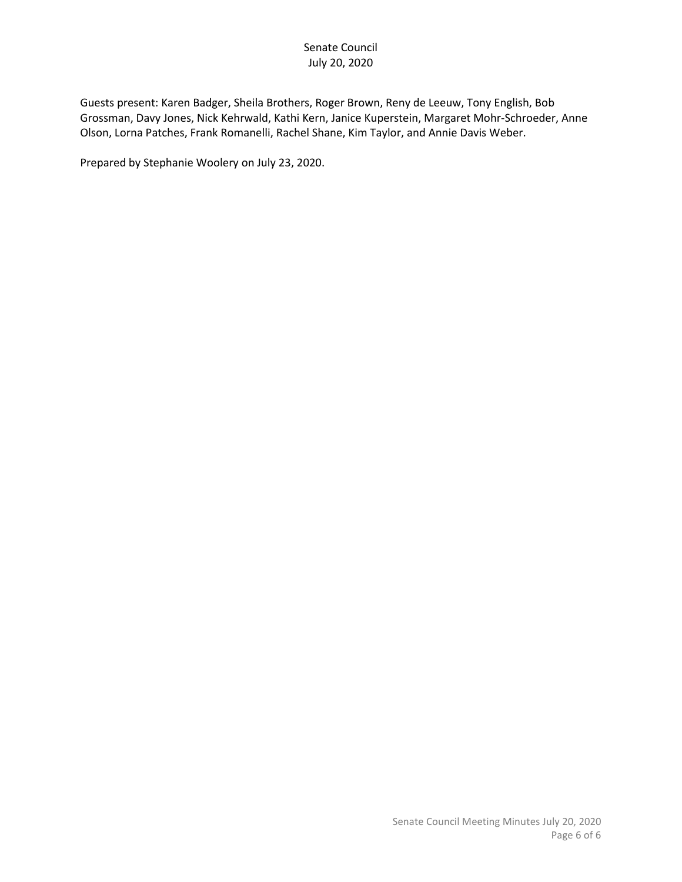Guests present: Karen Badger, Sheila Brothers, Roger Brown, Reny de Leeuw, Tony English, Bob Grossman, Davy Jones, Nick Kehrwald, Kathi Kern, Janice Kuperstein, Margaret Mohr-Schroeder, Anne Olson, Lorna Patches, Frank Romanelli, Rachel Shane, Kim Taylor, and Annie Davis Weber.

Prepared by Stephanie Woolery on July 23, 2020.